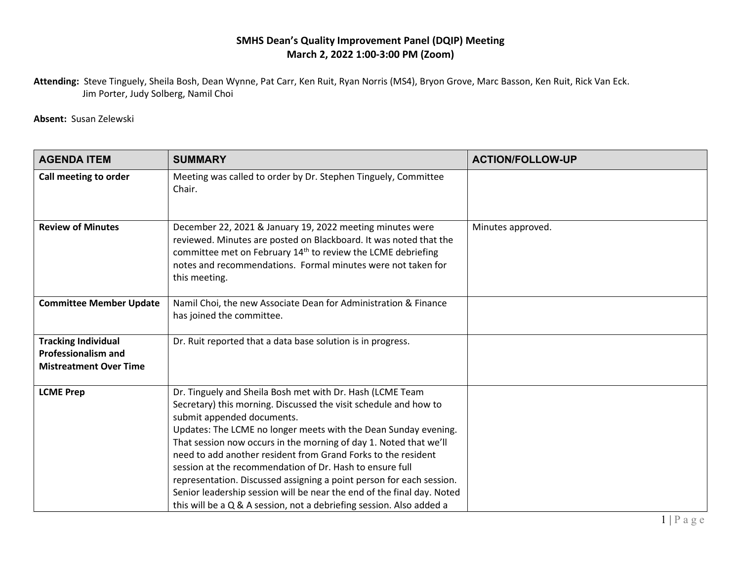**SMHS Dean's Quality Improvement Panel (DQIP) Meeting**
**March 2, 2022 1:00-3:00 PM (Zoom)**

**Attending:** Steve Tinguely, Sheila Bosh, Dean Wynne, Pat Carr, Ken Ruit, Ryan Norris (MS4), Bryon Grove, Marc Basson, Ken Ruit, Rick Van Eck. Jim Porter, Judy Solberg, Namil Choi

**Absent:** Susan Zelewski

| AGENDA ITEM | SUMMARY | ACTION/FOLLOW-UP |
|---|---|---|
| **Call meeting to order** | Meeting was called to order by Dr. Stephen Tinguely, Committee Chair. | |
| **Review of Minutes** | December 22, 2021 & January 19, 2022 meeting minutes were reviewed. Minutes are posted on Blackboard. It was noted that the committee met on February 14th to review the LCME debriefing notes and recommendations. Formal minutes were not taken for this meeting. | Minutes approved. |
| **Committee Member Update** | Namil Choi, the new Associate Dean for Administration & Finance has joined the committee. | |
| **Tracking Individual Professionalism and Mistreatment Over Time** | Dr. Ruit reported that a data base solution is in progress. | |
| **LCME Prep** | Dr. Tinguely and Sheila Bosh met with Dr. Hash (LCME Team Secretary) this morning. Discussed the visit schedule and how to submit appended documents. Updates: The LCME no longer meets with the Dean Sunday evening. That session now occurs in the morning of day 1. Noted that we'll need to add another resident from Grand Forks to the resident session at the recommendation of Dr. Hash to ensure full representation. Discussed assigning a point person for each session. Senior leadership session will be near the end of the final day. Noted this will be a Q & A session, not a debriefing session. Also added a | |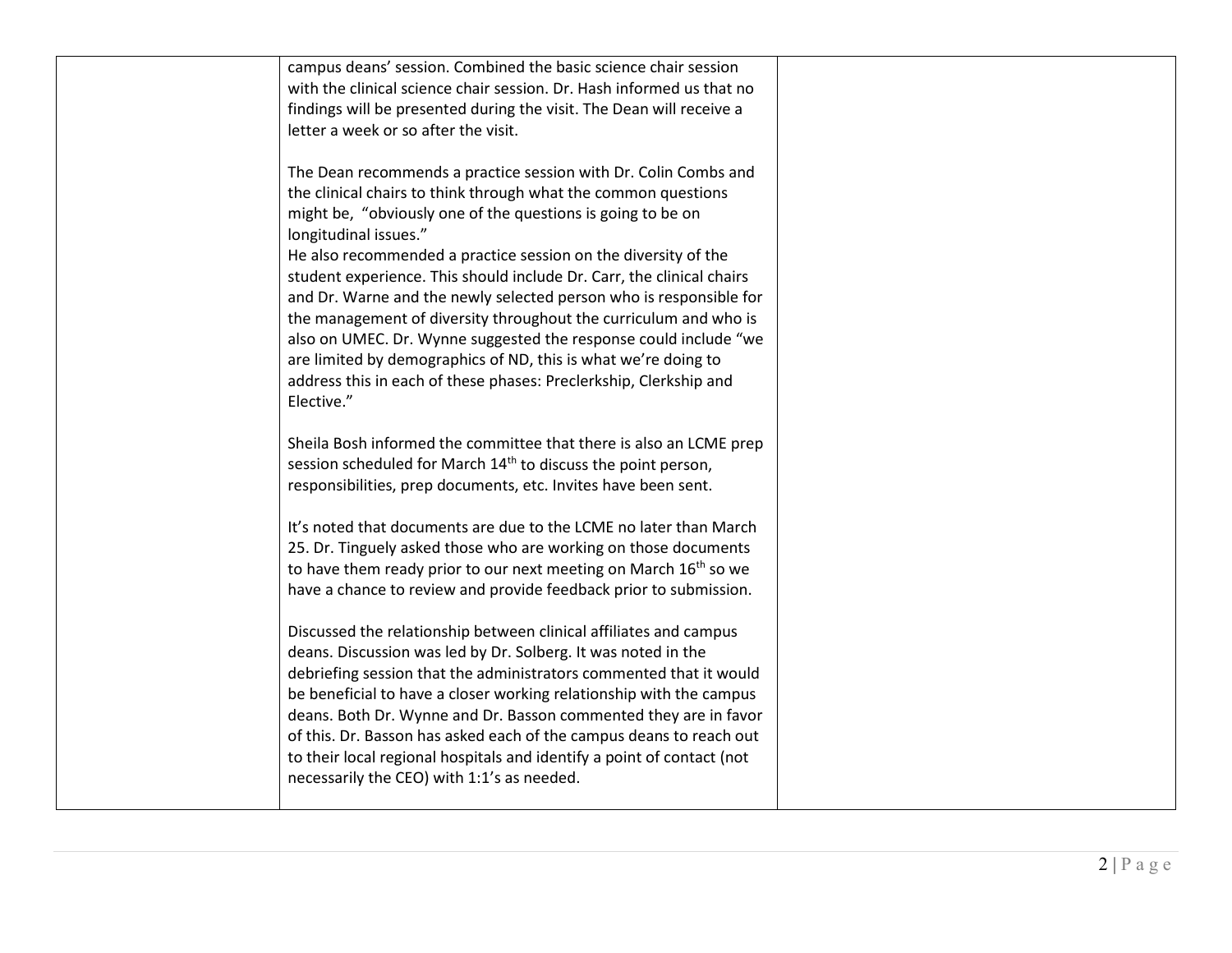| | | |
|---|---|---|
| | campus deans' session. Combined the basic science chair session with the clinical science chair session. Dr. Hash informed us that no findings will be presented during the visit. The Dean will receive a letter a week or so after the visit.<br><br>The Dean recommends a practice session with Dr. Colin Combs and the clinical chairs to think through what the common questions might be, "obviously one of the questions is going to be on longitudinal issues."<br>He also recommended a practice session on the diversity of the student experience. This should include Dr. Carr, the clinical chairs and Dr. Warne and the newly selected person who is responsible for the management of diversity throughout the curriculum and who is also on UMEC. Dr. Wynne suggested the response could include "we are limited by demographics of ND, this is what we're doing to address this in each of these phases: Preclerkship, Clerkship and Elective."<br><br>Sheila Bosh informed the committee that there is also an LCME prep session scheduled for March 14th to discuss the point person, responsibilities, prep documents, etc. Invites have been sent.<br><br>It's noted that documents are due to the LCME no later than March 25. Dr. Tinguely asked those who are working on those documents to have them ready prior to our next meeting on March 16th so we have a chance to review and provide feedback prior to submission.<br><br>Discussed the relationship between clinical affiliates and campus deans. Discussion was led by Dr. Solberg. It was noted in the debriefing session that the administrators commented that it would be beneficial to have a closer working relationship with the campus deans. Both Dr. Wynne and Dr. Basson commented they are in favor of this. Dr. Basson has asked each of the campus deans to reach out to their local regional hospitals and identify a point of contact (not necessarily the CEO) with 1:1's as needed. | |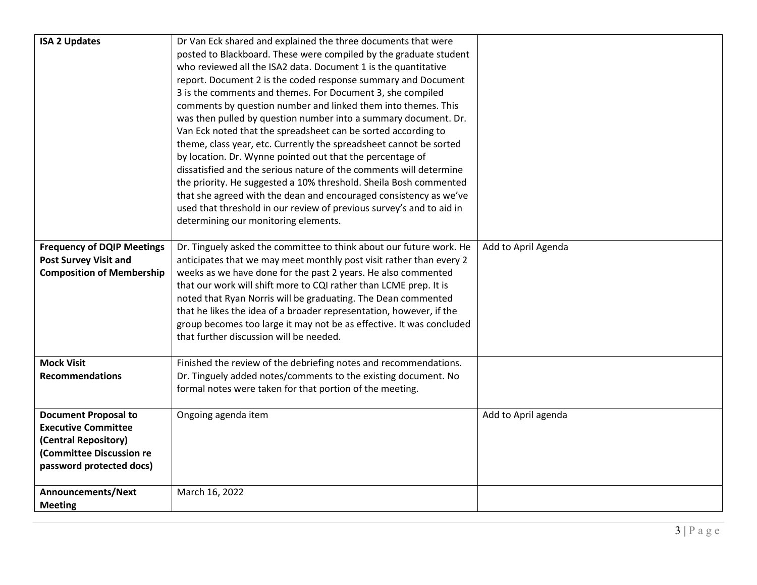| | | |
|---|---|---|
| **ISA 2 Updates** | Dr Van Eck shared and explained the three documents that were posted to Blackboard. These were compiled by the graduate student who reviewed all the ISA2 data. Document 1 is the quantitative report. Document 2 is the coded response summary and Document 3 is the comments and themes. For Document 3, she compiled comments by question number and linked them into themes. This was then pulled by question number into a summary document. Dr. Van Eck noted that the spreadsheet can be sorted according to theme, class year, etc. Currently the spreadsheet cannot be sorted by location. Dr. Wynne pointed out that the percentage of dissatisfied and the serious nature of the comments will determine the priority. He suggested a 10% threshold. Sheila Bosh commented that she agreed with the dean and encouraged consistency as we've used that threshold in our review of previous survey's and to aid in determining our monitoring elements. | |
| **Frequency of DQIP Meetings Post Survey Visit and Composition of Membership** | Dr. Tinguely asked the committee to think about our future work. He anticipates that we may meet monthly post visit rather than every 2 weeks as we have done for the past 2 years. He also commented that our work will shift more to CQI rather than LCME prep. It is noted that Ryan Norris will be graduating. The Dean commented that he likes the idea of a broader representation, however, if the group becomes too large it may not be as effective. It was concluded that further discussion will be needed. | Add to April Agenda |
| **Mock Visit Recommendations** | Finished the review of the debriefing notes and recommendations. Dr. Tinguely added notes/comments to the existing document. No formal notes were taken for that portion of the meeting. | |
| **Document Proposal to Executive Committee (Central Repository) (Committee Discussion re password protected docs)** | Ongoing agenda item | Add to April agenda |
| **Announcements/Next Meeting** | March 16, 2022 | |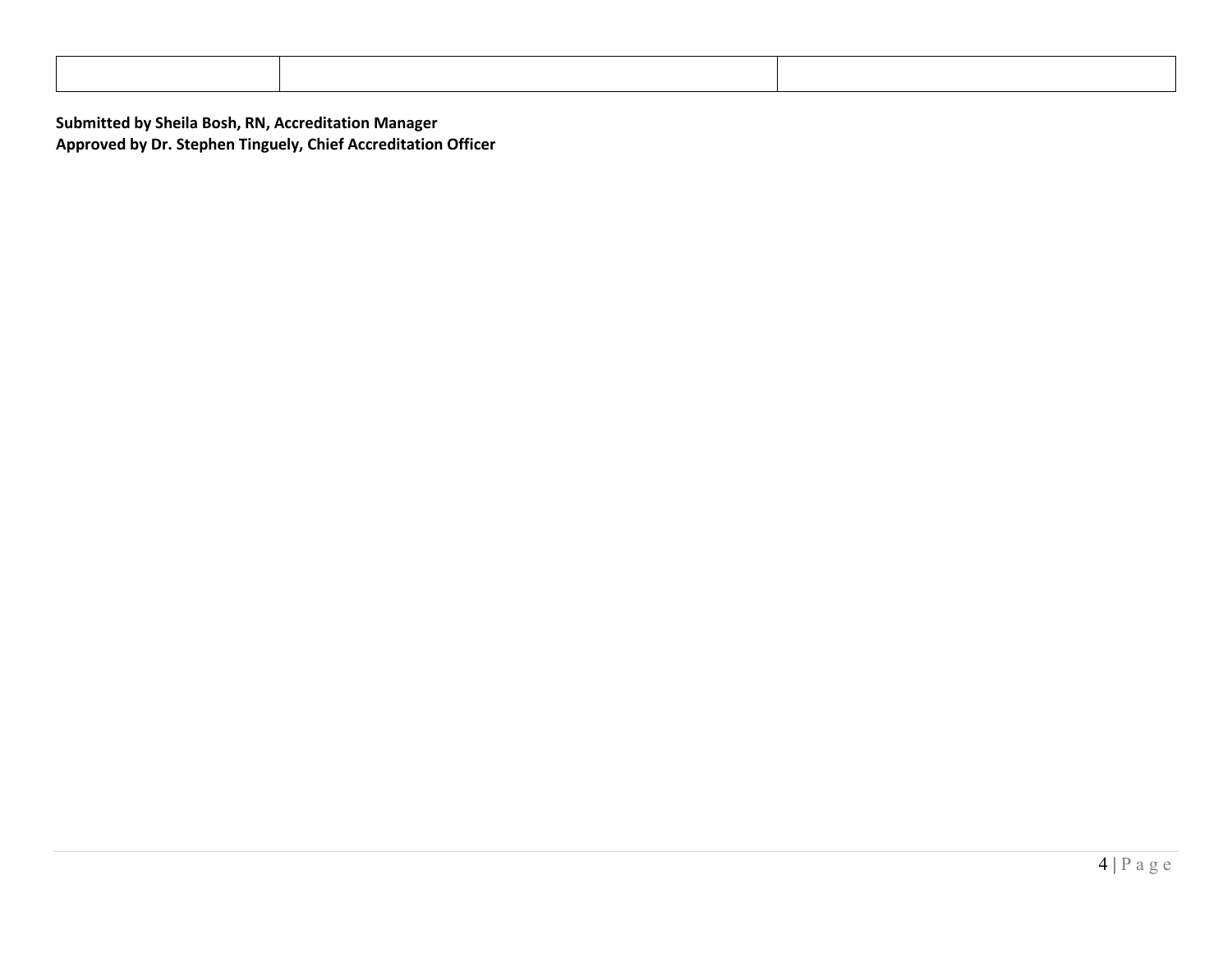| | | |
|---|---|---|
| | | |

**Submitted by Sheila Bosh, RN, Accreditation Manager**
**Approved by Dr. Stephen Tinguely, Chief Accreditation Officer**